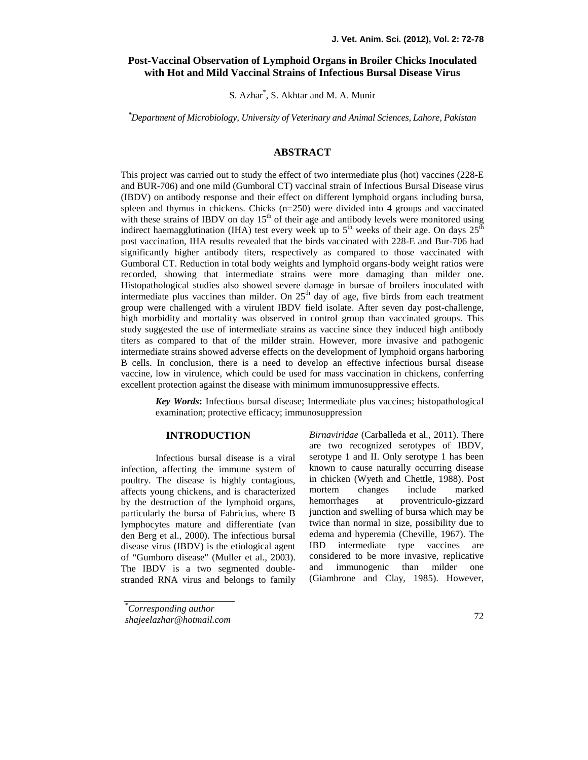# Post-Vaccinal Observation of Lymphoid Organs in Broiler Chicks Inoculated with Hot and Mild Vaccinal Strains of Infectious Bursal Disease Virus

S. Azhar*, S. Akhtar and M. A. Munir

*Department of Microbiology, University of Veterinary and Animal Sciences, Lahore, Pakistan*

## ABSTRACT

This project was carried out to study the effect of two intermediate plus (hot) vaccines (228-E and BUR-706) and one mild (Gumboral CT) vaccinal strain of Infectious Bursal Disease virus (IBDV) on antibody response and their effect on different lymphoid organs including bursa, spleen and thymus in chickens. Chicks (n=250) were divided into 4 groups and vaccinated with these strains of IBDV on day 15th of their age and antibody levels were monitored using indirect haemagglutination (IHA) test every week up to 5th weeks of their age. On days 25th post vaccination, IHA results revealed that the birds vaccinated with 228-E and Bur-706 had significantly higher antibody titers, respectively as compared to those vaccinated with Gumboral CT. Reduction in total body weights and lymphoid organs-body weight ratios were recorded, showing that intermediate strains were more damaging than milder one. Histopathological studies also showed severe damage in bursae of broilers inoculated with intermediate plus vaccines than milder. On 25th day of age, five birds from each treatment group were challenged with a virulent IBDV field isolate. After seven day post-challenge, high morbidity and mortality was observed in control group than vaccinated groups. This study suggested the use of intermediate strains as vaccine since they induced high antibody titers as compared to that of the milder strain. However, more invasive and pathogenic intermediate strains showed adverse effects on the development of lymphoid organs harboring B cells. In conclusion, there is a need to develop an effective infectious bursal disease vaccine, low in virulence, which could be used for mass vaccination in chickens, conferring excellent protection against the disease with minimum immunosuppressive effects.

***Key Words*:** Infectious bursal disease; Intermediate plus vaccines; histopathological examination; protective efficacy; immunosuppression

## INTRODUCTION

Infectious bursal disease is a viral infection, affecting the immune system of poultry. The disease is highly contagious, affects young chickens, and is characterized by the destruction of the lymphoid organs, particularly the bursa of Fabricius, where B lymphocytes mature and differentiate (van den Berg et al., 2000). The infectious bursal disease virus (IBDV) is the etiological agent of "Gumboro disease" (Muller et al., 2003). The IBDV is a two segmented double-stranded RNA virus and belongs to family *Birnaviridae* (Carballeda et al., 2011). There are two recognized serotypes of IBDV, serotype 1 and II. Only serotype 1 has been known to cause naturally occurring disease in chicken (Wyeth and Chettle, 1988). Post mortem changes include marked hemorrhages at proventriculo-gizzard junction and swelling of bursa which may be twice than normal in size, possibility due to edema and hyperemia (Cheville, 1967). The IBD intermediate type vaccines are considered to be more invasive, replicative and immunogenic than milder one (Giambrone and Clay, 1985). However,

*Corresponding author
shajeelazhar@hotmail.com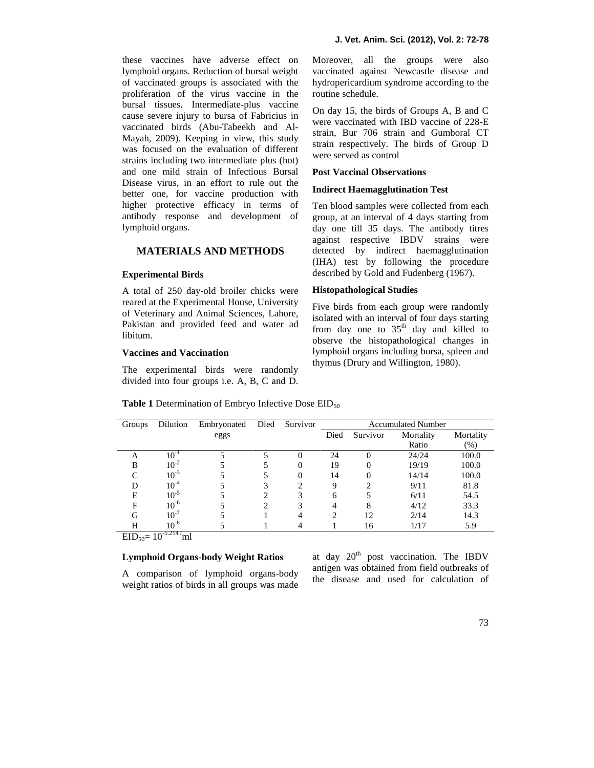these vaccines have adverse effect on lymphoid organs. Reduction of bursal weight of vaccinated groups is associated with the proliferation of the virus vaccine in the bursal tissues. Intermediate-plus vaccine cause severe injury to bursa of Fabricius in vaccinated birds (Abu-Tabeekh and Al-Mayah, 2009). Keeping in view, this study was focused on the evaluation of different strains including two intermediate plus (hot) and one mild strain of Infectious Bursal Disease virus, in an effort to rule out the better one, for vaccine production with higher protective efficacy in terms of antibody response and development of lymphoid organs.

## MATERIALS AND METHODS

### Experimental Birds

A total of 250 day-old broiler chicks were reared at the Experimental House, University of Veterinary and Animal Sciences, Lahore, Pakistan and provided feed and water ad libitum.

### Vaccines and Vaccination

The experimental birds were randomly divided into four groups i.e. A, B, C and D. Moreover, all the groups were also vaccinated against Newcastle disease and hydropericardium syndrome according to the routine schedule.

On day 15, the birds of Groups A, B and C were vaccinated with IBD vaccine of 228-E strain, Bur 706 strain and Gumboral CT strain respectively. The birds of Group D were served as control

### Post Vaccinal Observations

### Indirect Haemagglutination Test

Ten blood samples were collected from each group, at an interval of 4 days starting from day one till 35 days. The antibody titres against respective IBDV strains were detected by indirect haemagglutination (IHA) test by following the procedure described by Gold and Fudenberg (1967).

### Histopathological Studies

Five birds from each group were randomly isolated with an interval of four days starting from day one to 35th day and killed to observe the histopathological changes in lymphoid organs including bursa, spleen and thymus (Drury and Willington, 1980).

**Table 1** Determination of Embryo Infective Dose $EID_{50}$

| Groups | Dilution | Embryonated eggs | Died | Survivor | Accumulated Number | | | |
|---|---|---|---|---|---|---|---|---|
| | | | | | Died | Survivor | Mortality Ratio | Mortality (%) |
| A | $10^{-1}$ | 5 | 5 | 0 | 24 | 0 | 24/24 | 100.0 |
| B | $10^{-2}$ | 5 | 5 | 0 | 19 | 0 | 19/19 | 100.0 |
| C | $10^{-3}$ | 5 | 5 | 0 | 14 | 0 | 14/14 | 100.0 |
| D | $10^{-4}$ | 5 | 3 | 2 | 9 | 2 | 9/11 | 81.8 |
| E | $10^{-5}$ | 5 | 2 | 3 | 6 | 5 | 6/11 | 54.5 |
| F | $10^{-6}$ | 5 | 2 | 3 | 4 | 8 | 4/12 | 33.3 |
| G | $10^{-7}$ | 5 | 1 | 4 | 2 | 12 | 2/14 | 14.3 |
| H | $10^{-8}$ | 5 | 1 | 4 | 1 | 16 | 1/17 | 5.9 |

$EID_{50} = 10^{-5.2147}$ml

### Lymphoid Organs-body Weight Ratios

A comparison of lymphoid organs-body weight ratios of birds in all groups was made at day 20th post vaccination. The IBDV antigen was obtained from field outbreaks of the disease and used for calculation of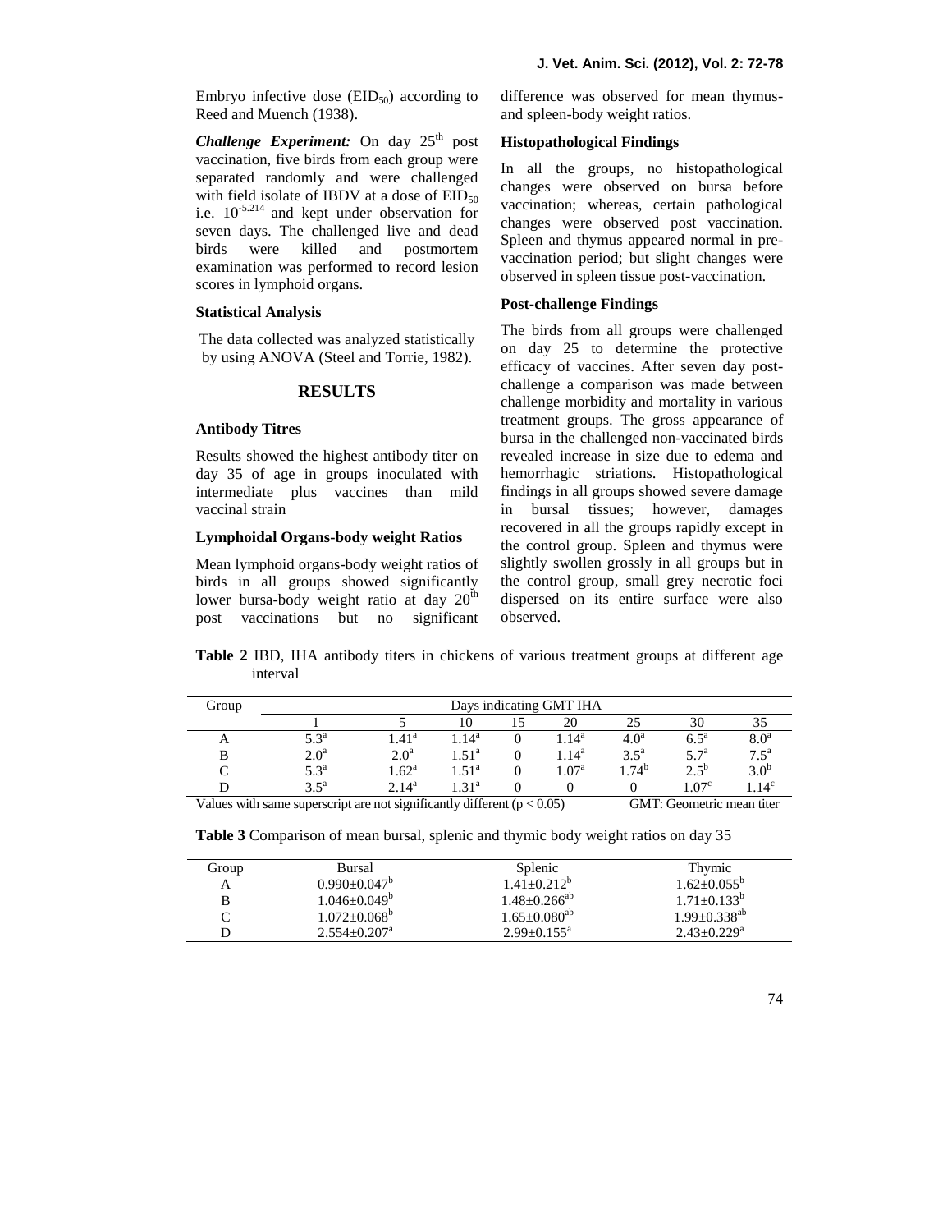Embryo infective dose ($EID_{50}$) according to Reed and Muench (1938).

***Challenge Experiment:*** On day 25th post vaccination, five birds from each group were separated randomly and were challenged with field isolate of IBDV at a dose of $EID_{50}$ i.e. $10^{-5.214}$ and kept under observation for seven days. The challenged live and dead birds were killed and postmortem examination was performed to record lesion scores in lymphoid organs.

#### Statistical Analysis

The data collected was analyzed statistically by using ANOVA (Steel and Torrie, 1982).

## RESULTS

#### Antibody Titres

Results showed the highest antibody titer on day 35 of age in groups inoculated with intermediate plus vaccines than mild vaccinal strain

#### Lymphoidal Organs-body weight Ratios

Mean lymphoid organs-body weight ratios of birds in all groups showed significantly lower bursa-body weight ratio at day 20th post vaccinations but no significant difference was observed for mean thymus- and spleen-body weight ratios.

#### Histopathological Findings

In all the groups, no histopathological changes were observed on bursa before vaccination; whereas, certain pathological changes were observed post vaccination. Spleen and thymus appeared normal in pre-vaccination period; but slight changes were observed in spleen tissue post-vaccination.

#### Post-challenge Findings

The birds from all groups were challenged on day 25 to determine the protective efficacy of vaccines. After seven day post-challenge a comparison was made between challenge morbidity and mortality in various treatment groups. The gross appearance of bursa in the challenged non-vaccinated birds revealed increase in size due to edema and hemorrhagic striations. Histopathological findings in all groups showed severe damage in bursal tissues; however, damages recovered in all the groups rapidly except in the control group. Spleen and thymus were slightly swollen grossly in all groups but in the control group, small grey necrotic foci dispersed on its entire surface were also observed.

**Table 2** IBD, IHA antibody titers in chickens of various treatment groups at different age interval

| Group | Days indicating GMT IHA | | | | | | | |
|---|---|---|---|---|---|---|---|---|
| | 1 | 5 | 10 | 15 | 20 | 25 | 30 | 35 |
| A | $5.3^{a}$ | $1.41^{a}$ | $1.14^{a}$ | 0 | $1.14^{a}$ | $4.0^{a}$ | $6.5^{a}$ | $8.0^{a}$ |
| B | $2.0^{a}$ | $2.0^{a}$ | $1.51^{a}$ | 0 | $1.14^{a}$ | $3.5^{a}$ | $5.7^{a}$ | $7.5^{a}$ |
| C | $5.3^{a}$ | $1.62^{a}$ | $1.51^{a}$ | 0 | $1.07^{a}$ | $1.74^{b}$ | $2.5^{b}$ | $3.0^{b}$ |
| D | $3.5^{a}$ | $2.14^{a}$ | $1.31^{a}$ | 0 | 0 | 0 | $1.07^{c}$ | $1.14^{c}$ |

Values with same superscript are not significantly different ($p < 0.05$) GMT: Geometric mean titer

**Table 3** Comparison of mean bursal, splenic and thymic body weight ratios on day 35

| Group | Bursal | Splenic | Thymic |
|---|---|---|---|
| A | $0.990 \pm 0.047^{b}$ | $1.41 \pm 0.212^{b}$ | $1.62 \pm 0.055^{b}$ |
| B | $1.046 \pm 0.049^{b}$ | $1.48 \pm 0.266^{ab}$ | $1.71 \pm 0.133^{b}$ |
| C | $1.072 \pm 0.068^{b}$ | $1.65 \pm 0.080^{ab}$ | $1.99 \pm 0.338^{ab}$ |
| D | $2.554 \pm 0.207^{a}$ | $2.99 \pm 0.155^{a}$ | $2.43 \pm 0.229^{a}$ |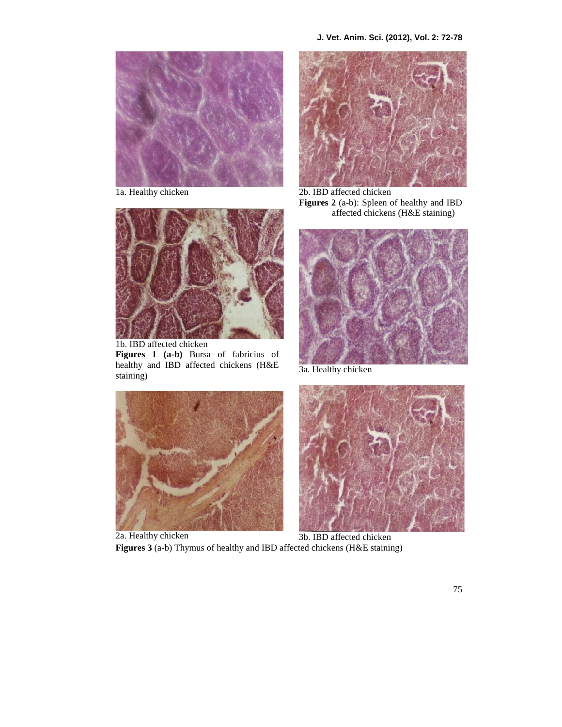1a. Healthy chicken

1b. IBD affected chicken

**Figures 1 (a-b)** Bursa of fabricius of healthy and IBD affected chickens (H&E staining)

2a. Healthy chicken

2b. IBD affected chicken

**Figures 2** (a-b): Spleen of healthy and IBD affected chickens (H&E staining)

3a. Healthy chicken

3b. IBD affected chicken

**Figures 3** (a-b) Thymus of healthy and IBD affected chickens (H&E staining)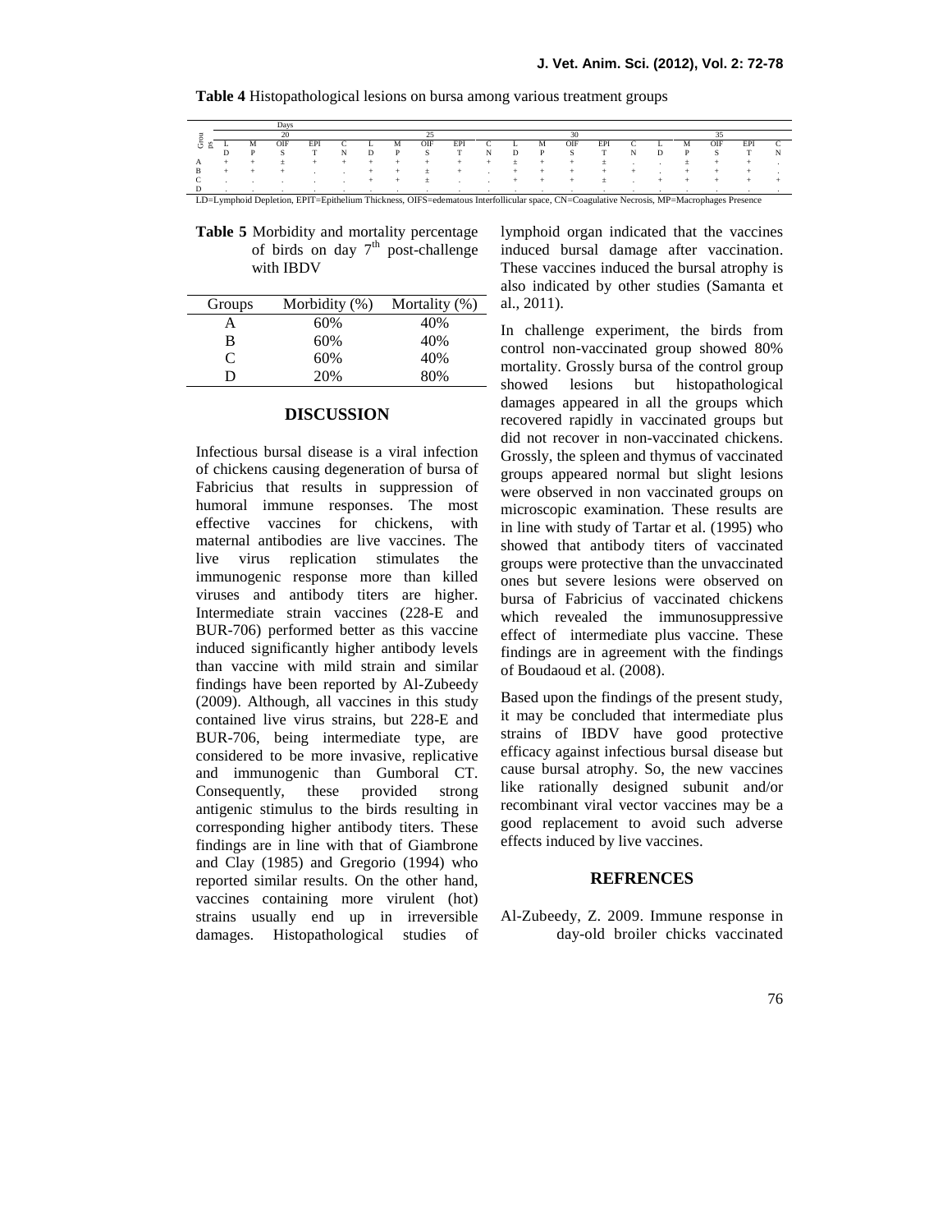**Table 4** Histopathological lesions on bursa among various treatment groups

| Groups | Days 20 | | | | | 25 | | | | | 30 | | | | | 35 | | | | |
|---|---|---|---|---|---|---|---|---|---|---|---|---|---|---|---|---|---|---|---|---|
| | LD | MP | OIFS | EPIT | CN | LD | MP | OIFS | EPIT | CN | LD | MP | OIFS | EPIT | CN | LD | MP | OIFS | EPIT | CN |
| A | + | + | ± | + | + | + | + | + | + | + | ± | + | + | ± | . | . | ± | + | + | . |
| B | + | + | + | . | . | + | + | ± | + | . | + | + | + | + | + | . | + | + | + | . |
| C | . | . | . | . | . | + | + | ± | . | . | + | + | + | ± | . | + | + | + | + | + |
| D | . | . | . | . | . | . | . | . | . | . | . | . | . | . | . | . | . | . | . | . |

LD=Lymphoid Depletion, EPIT=Epithelium Thickness, OIFS=edematous Interfollicular space, CN=Coagulative Necrosis, MP=Macrophages Presence

**Table 5** Morbidity and mortality percentage of birds on day 7th post-challenge with IBDV

| Groups | Morbidity (%) | Mortality (%) |
|---|---|---|
| A | 60% | 40% |
| B | 60% | 40% |
| C | 60% | 40% |
| D | 20% | 80% |

## DISCUSSION

Infectious bursal disease is a viral infection of chickens causing degeneration of bursa of Fabricius that results in suppression of humoral immune responses. The most effective vaccines for chickens, with maternal antibodies are live vaccines. The live virus replication stimulates the immunogenic response more than killed viruses and antibody titers are higher. Intermediate strain vaccines (228-E and BUR-706) performed better as this vaccine induced significantly higher antibody levels than vaccine with mild strain and similar findings have been reported by Al-Zubeedy (2009). Although, all vaccines in this study contained live virus strains, but 228-E and BUR-706, being intermediate type, are considered to be more invasive, replicative and immunogenic than Gumboral CT. Consequently, these provided strong antigenic stimulus to the birds resulting in corresponding higher antibody titers. These findings are in line with that of Giambrone and Clay (1985) and Gregorio (1994) who reported similar results. On the other hand, vaccines containing more virulent (hot) strains usually end up in irreversible damages. Histopathological studies of lymphoid organ indicated that the vaccines induced bursal damage after vaccination. These vaccines induced the bursal atrophy is also indicated by other studies (Samanta et al., 2011).

In challenge experiment, the birds from control non-vaccinated group showed 80% mortality. Grossly bursa of the control group showed lesions but histopathological damages appeared in all the groups which recovered rapidly in vaccinated groups but did not recover in non-vaccinated chickens. Grossly, the spleen and thymus of vaccinated groups appeared normal but slight lesions were observed in non vaccinated groups on microscopic examination. These results are in line with study of Tartar et al. (1995) who showed that antibody titers of vaccinated groups were protective than the unvaccinated ones but severe lesions were observed on bursa of Fabricius of vaccinated chickens which revealed the immunosuppressive effect of intermediate plus vaccine. These findings are in agreement with the findings of Boudaoud et al. (2008).

Based upon the findings of the present study, it may be concluded that intermediate plus strains of IBDV have good protective efficacy against infectious bursal disease but cause bursal atrophy. So, the new vaccines like rationally designed subunit and/or recombinant viral vector vaccines may be a good replacement to avoid such adverse effects induced by live vaccines.

## REFRENCES

Al-Zubeedy, Z. 2009. Immune response in day-old broiler chicks vaccinated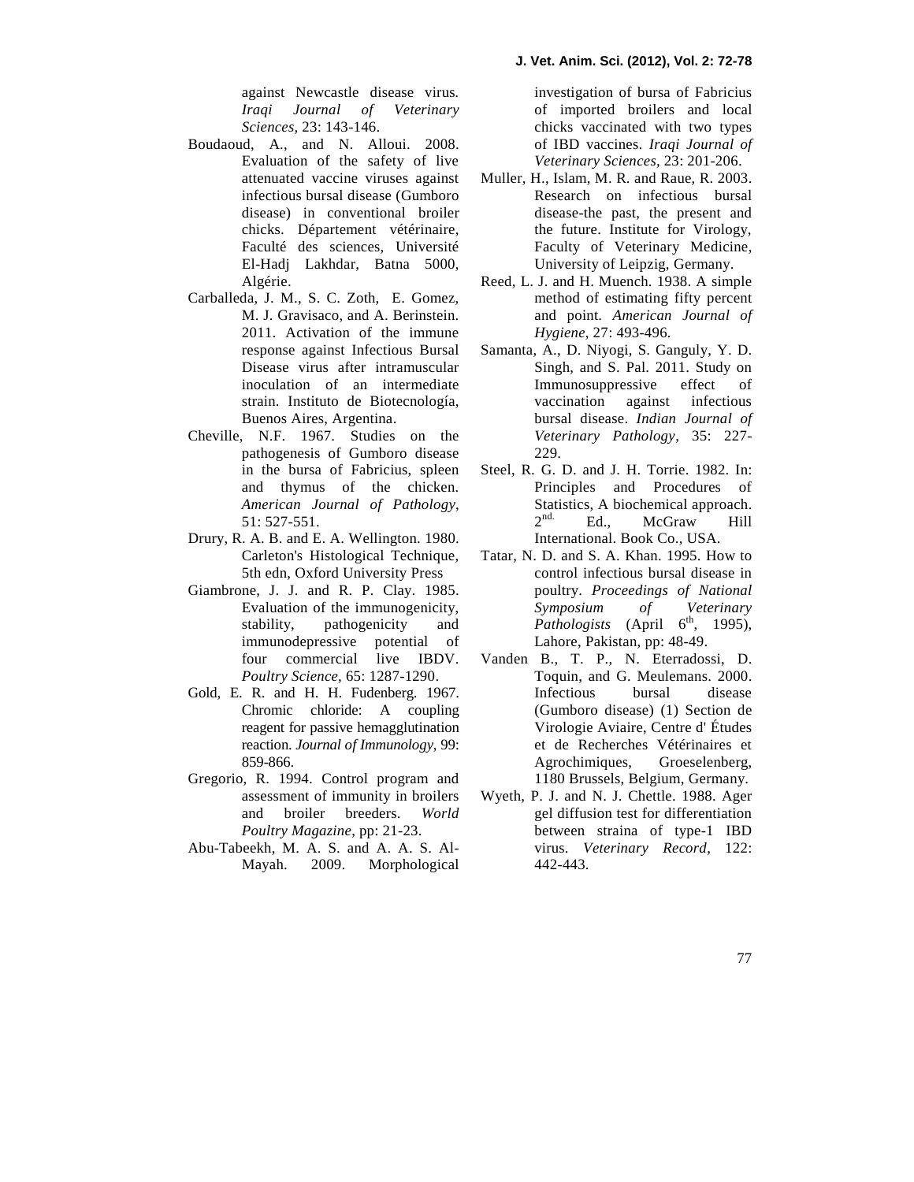against Newcastle disease virus. *Iraqi Journal of Veterinary Sciences*, 23: 143-146.

Boudaoud, A., and N. Alloui. 2008. Evaluation of the safety of live attenuated vaccine viruses against infectious bursal disease (Gumboro disease) in conventional broiler chicks. Département vétérinaire, Faculté des sciences, Université El-Hadj Lakhdar, Batna 5000, Algérie.

Carballeda, J. M., S. C. Zoth, E. Gomez, M. J. Gravisaco, and A. Berinstein. 2011. Activation of the immune response against Infectious Bursal Disease virus after intramuscular inoculation of an intermediate strain. Instituto de Biotecnología, Buenos Aires, Argentina.

Cheville, N.F. 1967. Studies on the pathogenesis of Gumboro disease in the bursa of Fabricius, spleen and thymus of the chicken. *American Journal of Pathology*, 51: 527-551.

Drury, R. A. B. and E. A. Wellington. 1980. Carleton's Histological Technique, 5th edn, Oxford University Press

Giambrone, J. J. and R. P. Clay. 1985. Evaluation of the immunogenicity, stability, pathogenicity and immunodepressive potential of four commercial live IBDV. *Poultry Science*, 65: 1287-1290.

Gold, E. R. and H. H. Fudenberg. 1967. Chromic chloride: A coupling reagent for passive hemagglutination reaction. *Journal of Immunology*, 99: 859-866.

Gregorio, R. 1994. Control program and assessment of immunity in broilers and broiler breeders. *World Poultry Magazine*, pp: 21-23.

Abu-Tabeekh, M. A. S. and A. A. S. Al-Mayah. 2009. Morphological investigation of bursa of Fabricius of imported broilers and local chicks vaccinated with two types of IBD vaccines. *Iraqi Journal of Veterinary Sciences*, 23: 201-206.

Muller, H., Islam, M. R. and Raue, R. 2003. Research on infectious bursal disease-the past, the present and the future. Institute for Virology, Faculty of Veterinary Medicine, University of Leipzig, Germany.

Reed, L. J. and H. Muench. 1938. A simple method of estimating fifty percent and point. *American Journal of Hygiene*, 27: 493-496.

Samanta, A., D. Niyogi, S. Ganguly, Y. D. Singh, and S. Pal. 2011. Study on Immunosuppressive effect of vaccination against infectious bursal disease. *Indian Journal of Veterinary Pathology*, 35: 227-229.

Steel, R. G. D. and J. H. Torrie. 1982. In: Principles and Procedures of Statistics, A biochemical approach. 2nd. Ed., McGraw Hill International. Book Co., USA.

Tatar, N. D. and S. A. Khan. 1995. How to control infectious bursal disease in poultry. *Proceedings of National Symposium of Veterinary Pathologists* (April 6th, 1995), Lahore, Pakistan, pp: 48-49.

Vanden B., T. P., N. Eterradossi, D. Toquin, and G. Meulemans. 2000. Infectious bursal disease (Gumboro disease) (1) Section de Virologie Aviaire, Centre d' Études et de Recherches Vétérinaires et Agrochimiques, Groeselenberg, 1180 Brussels, Belgium, Germany.

Wyeth, P. J. and N. J. Chettle. 1988. Ager gel diffusion test for differentiation between straina of type-1 IBD virus. *Veterinary Record*, 122: 442-443.